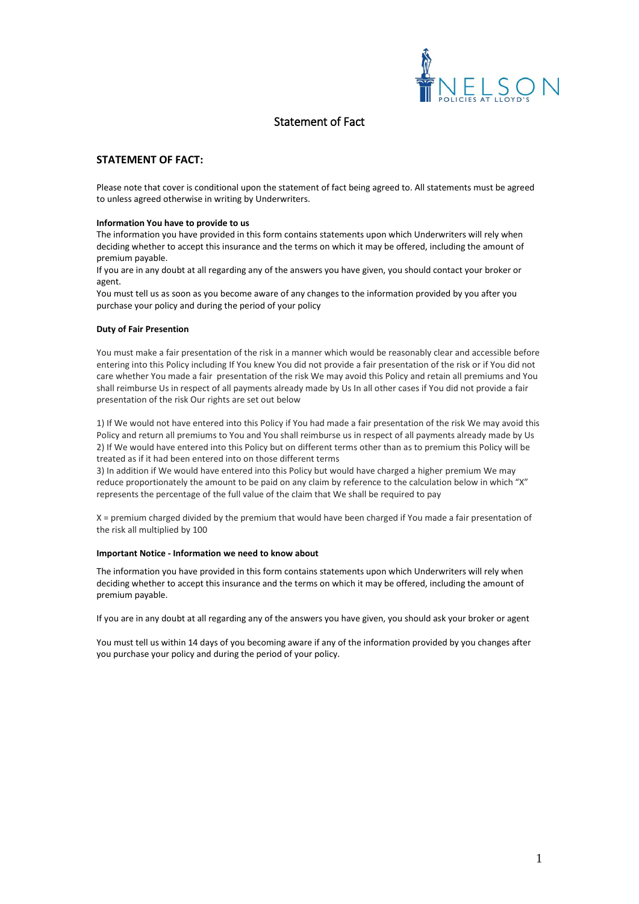# Statement of Fact

## STATEMENT OF FACT:

Please note that cover is conditional upon the statement of fact being agreed to. All statements must be agreed to unless agreed otherwise in writing by Underwriters.

**Information You have to provide to us**

The information you have provided in this form contains statements upon which Underwriters will rely when deciding whether to accept this insurance and the terms on which it may be offered, including the amount of premium payable.

If you are in any doubt at all regarding any of the answers you have given, you should contact your broker or agent.

You must tell us as soon as you become aware of any changes to the information provided by you after you purchase your policy and during the period of your policy

**Duty of Fair Presentation**

You must make a fair presentation of the risk in a manner which would be reasonably clear and accessible before entering into this Policy including If You knew You did not provide a fair presentation of the risk or if You did not care whether You made a fair presentation of the risk We may avoid this Policy and retain all premiums and You shall reimburse Us in respect of all payments already made by Us In all other cases if You did not provide a fair presentation of the risk Our rights are set out below

1) If We would not have entered into this Policy if You had made a fair presentation of the risk We may avoid this Policy and return all premiums to You and You shall reimburse us in respect of all payments already made by Us
2) If We would have entered into this Policy but on different terms other than as to premium this Policy will be treated as if it had been entered into on those different terms
3) In addition if We would have entered into this Policy but would have charged a higher premium We may reduce proportionately the amount to be paid on any claim by reference to the calculation below in which "X" represents the percentage of the full value of the claim that We shall be required to pay

X = premium charged divided by the premium that would have been charged if You made a fair presentation of the risk all multiplied by 100

**Important Notice - Information we need to know about**

The information you have provided in this form contains statements upon which Underwriters will rely when deciding whether to accept this insurance and the terms on which it may be offered, including the amount of premium payable.

If you are in any doubt at all regarding any of the answers you have given, you should ask your broker or agent

You must tell us within 14 days of you becoming aware if any of the information provided by you changes after you purchase your policy and during the period of your policy.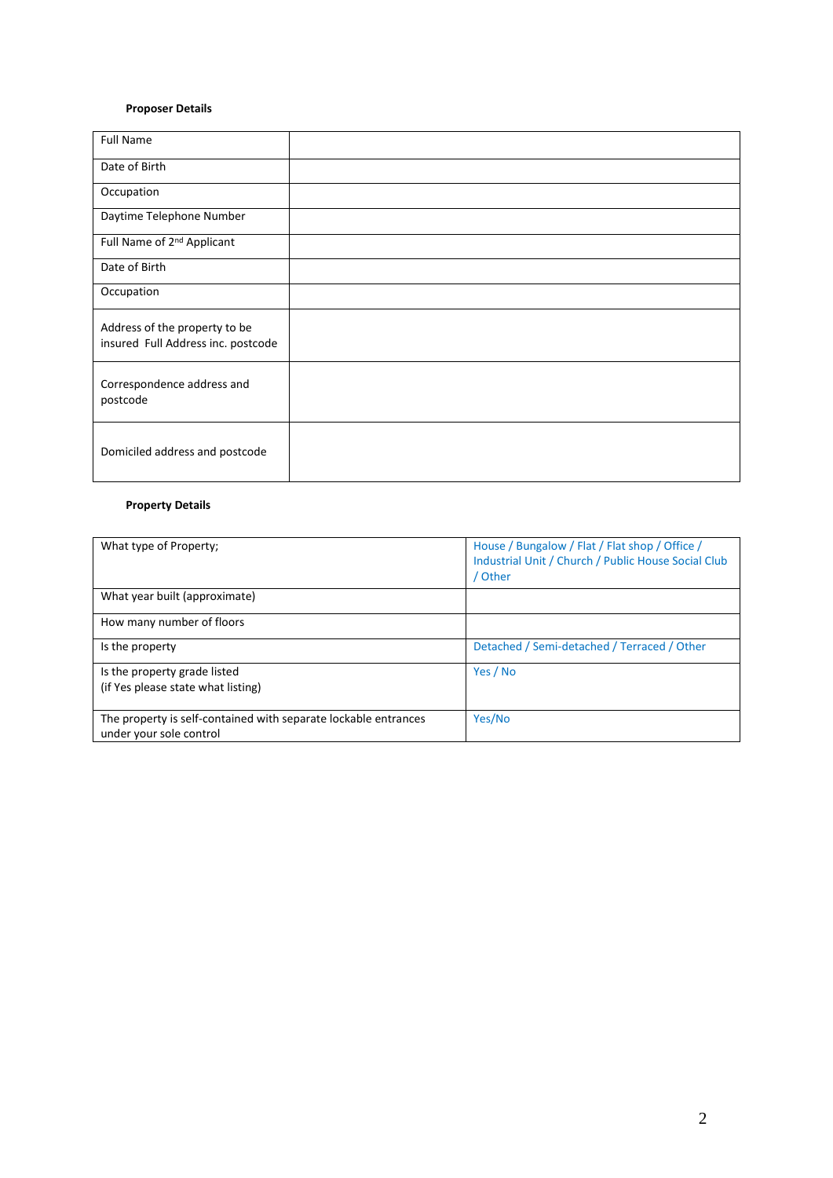**Proposer Details**

| | |
|---|---|
| Full Name | |
| Date of Birth | |
| Occupation | |
| Daytime Telephone Number | |
| Full Name of 2nd Applicant | |
| Date of Birth | |
| Occupation | |
| Address of the property to be insured Full Address inc. postcode | |
| Correspondence address and postcode | |
| Domiciled address and postcode | |

**Property Details**

| | |
|---|---|
| What type of Property; | House / Bungalow / Flat / Flat shop / Office / Industrial Unit / Church / Public House Social Club / Other |
| What year built (approximate) | |
| How many number of floors | |
| Is the property | Detached / Semi-detached / Terraced / Other |
| Is the property grade listed<br>(if Yes please state what listing) | Yes / No |
| The property is self-contained with separate lockable entrances under your sole control | Yes/No |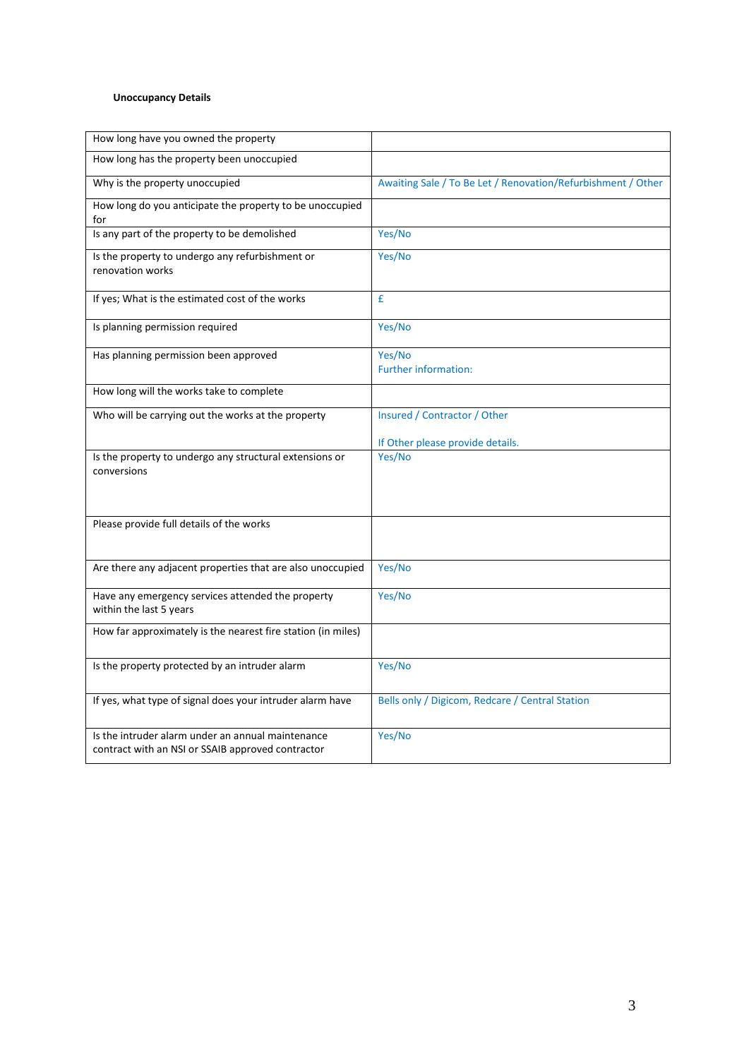**Unoccupancy Details**

| | |
|---|---|
| How long have you owned the property | |
| How long has the property been unoccupied | |
| Why is the property unoccupied | Awaiting Sale / To Be Let / Renovation/Refurbishment / Other |
| How long do you anticipate the property to be unoccupied for | |
| Is any part of the property to be demolished | Yes/No |
| Is the property to undergo any refurbishment or renovation works | Yes/No |
| If yes; What is the estimated cost of the works | £ |
| Is planning permission required | Yes/No |
| Has planning permission been approved | Yes/No<br>Further information: |
| How long will the works take to complete | |
| Who will be carrying out the works at the property | Insured / Contractor / Other<br><br>If Other please provide details. |
| Is the property to undergo any structural extensions or conversions | Yes/No |
| Please provide full details of the works | |
| Are there any adjacent properties that are also unoccupied | Yes/No |
| Have any emergency services attended the property within the last 5 years | Yes/No |
| How far approximately is the nearest fire station (in miles) | |
| Is the property protected by an intruder alarm | Yes/No |
| If yes, what type of signal does your intruder alarm have | Bells only / Digicom, Redcare / Central Station |
| Is the intruder alarm under an annual maintenance contract with an NSI or SSAIB approved contractor | Yes/No |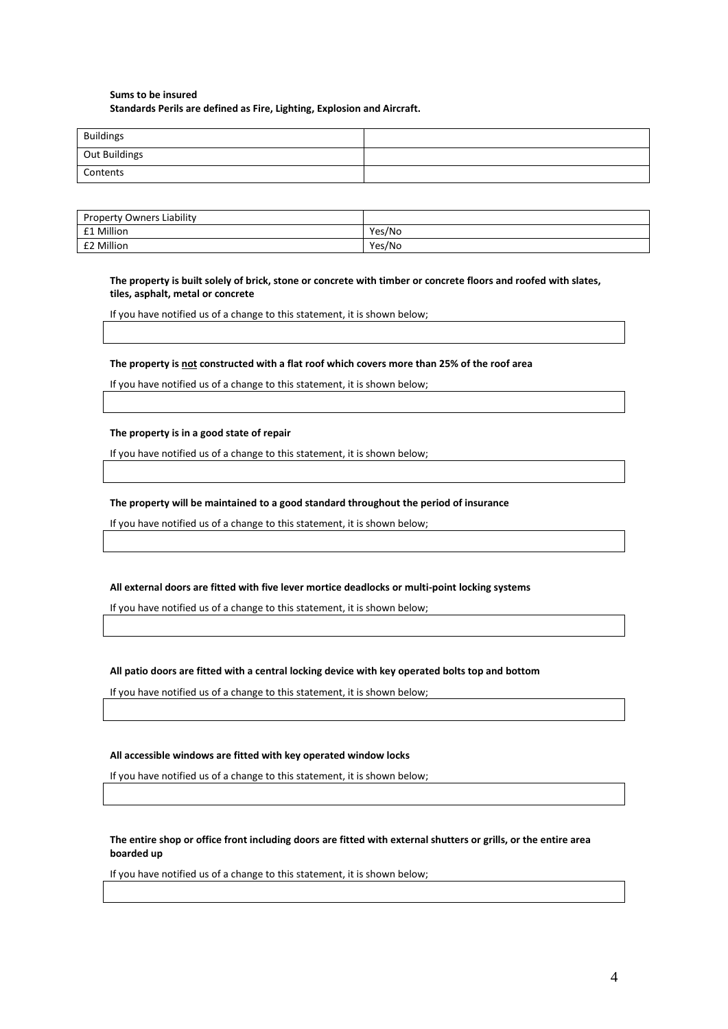**Sums to be insured**
**Standards Perils are defined as Fire, Lighting, Explosion and Aircraft.**

| Buildings | |
|---|---|
| Out Buildings | |
| Contents | |

| Property Owners Liability | |
|---|---|
| £1 Million | Yes/No |
| £2 Million | Yes/No |

**The property is built solely of brick, stone or concrete with timber or concrete floors and roofed with slates, tiles, asphalt, metal or concrete**

If you have notified us of a change to this statement, it is shown below;

**The property is <u>not</u> constructed with a flat roof which covers more than 25% of the roof area**

If you have notified us of a change to this statement, it is shown below;

**The property is in a good state of repair**

If you have notified us of a change to this statement, it is shown below;

**The property will be maintained to a good standard throughout the period of insurance**

If you have notified us of a change to this statement, it is shown below;

**All external doors are fitted with five lever mortice deadlocks or multi-point locking systems**

If you have notified us of a change to this statement, it is shown below;

**All patio doors are fitted with a central locking device with key operated bolts top and bottom**

If you have notified us of a change to this statement, it is shown below;

**All accessible windows are fitted with key operated window locks**

If you have notified us of a change to this statement, it is shown below;

**The entire shop or office front including doors are fitted with external shutters or grills, or the entire area boarded up**

If you have notified us of a change to this statement, it is shown below;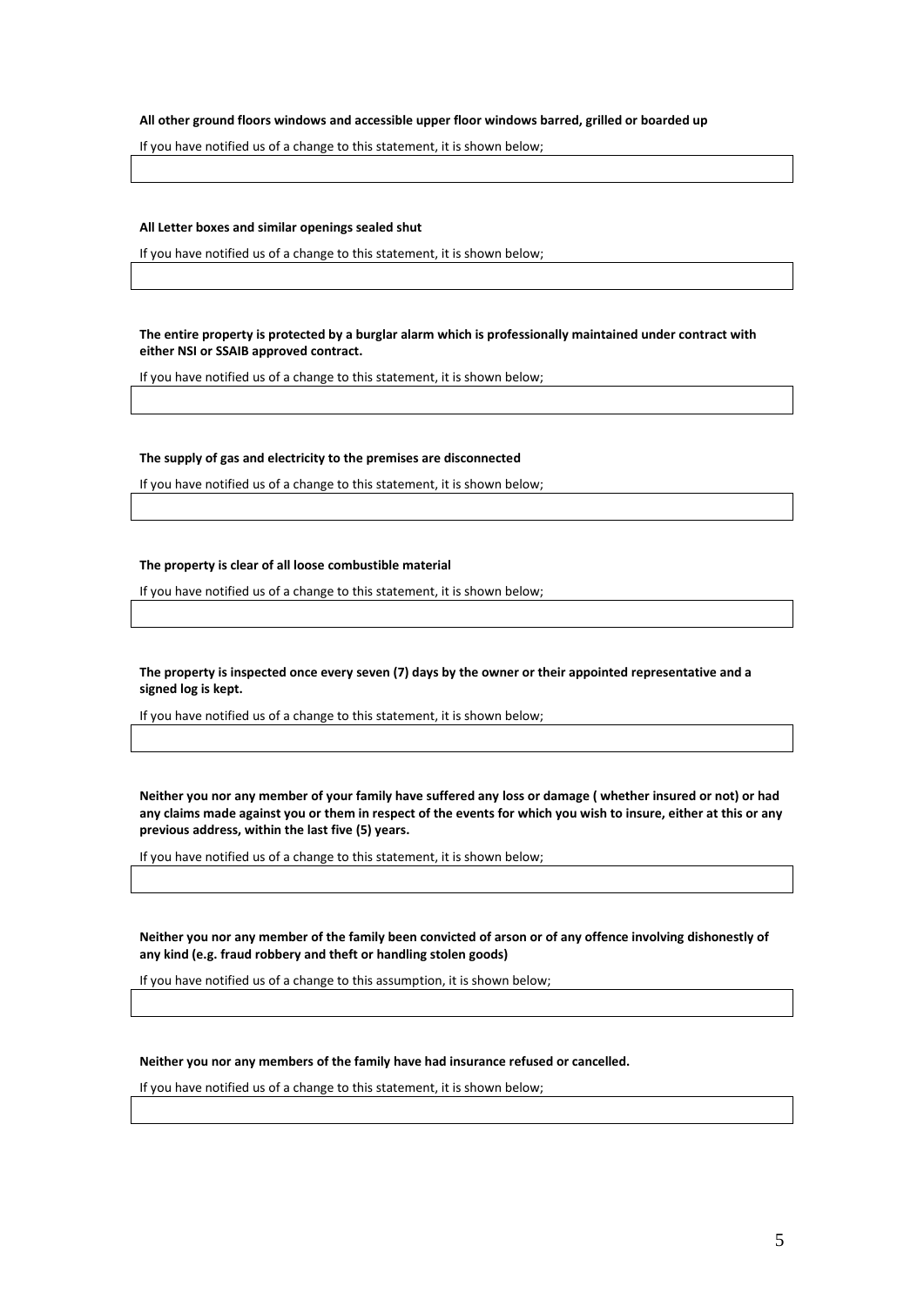**All other ground floors windows and accessible upper floor windows barred, grilled or boarded up**

If you have notified us of a change to this statement, it is shown below;

**All Letter boxes and similar openings sealed shut**

If you have notified us of a change to this statement, it is shown below;

**The entire property is protected by a burglar alarm which is professionally maintained under contract with either NSI or SSAIB approved contract.**

If you have notified us of a change to this statement, it is shown below;

**The supply of gas and electricity to the premises are disconnected**

If you have notified us of a change to this statement, it is shown below;

**The property is clear of all loose combustible material**

If you have notified us of a change to this statement, it is shown below;

**The property is inspected once every seven (7) days by the owner or their appointed representative and a signed log is kept.**

If you have notified us of a change to this statement, it is shown below;

**Neither you nor any member of your family have suffered any loss or damage ( whether insured or not) or had any claims made against you or them in respect of the events for which you wish to insure, either at this or any previous address, within the last five (5) years.**

If you have notified us of a change to this statement, it is shown below;

**Neither you nor any member of the family been convicted of arson or of any offence involving dishonestly of any kind (e.g. fraud robbery and theft or handling stolen goods)**

If you have notified us of a change to this assumption, it is shown below;

**Neither you nor any members of the family have had insurance refused or cancelled.**

If you have notified us of a change to this statement, it is shown below;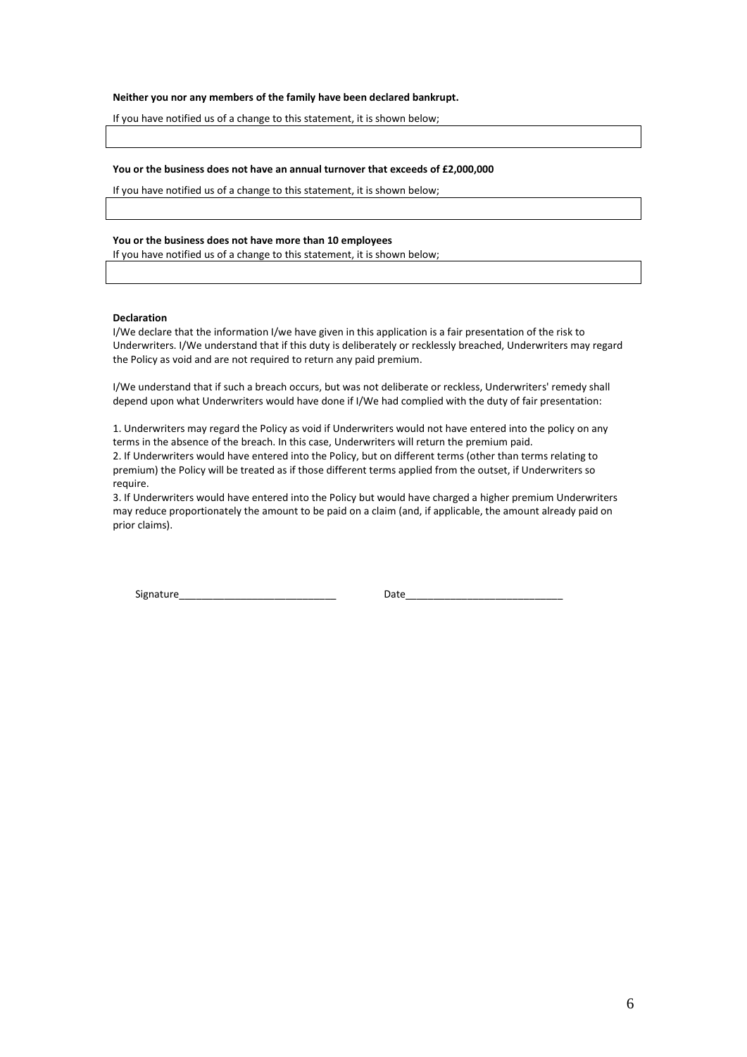**Neither you nor any members of the family have been declared bankrupt.**

If you have notified us of a change to this statement, it is shown below;

| |
|---|
| |

**You or the business does not have an annual turnover that exceeds of £2,000,000**

If you have notified us of a change to this statement, it is shown below;

| |
|---|
| |

**You or the business does not have more than 10 employees**

If you have notified us of a change to this statement, it is shown below;

| |
|---|
| |

**Declaration**

I/We declare that the information I/we have given in this application is a fair presentation of the risk to Underwriters. I/We understand that if this duty is deliberately or recklessly breached, Underwriters may regard the Policy as void and are not required to return any paid premium.

I/We understand that if such a breach occurs, but was not deliberate or reckless, Underwriters' remedy shall depend upon what Underwriters would have done if I/We had complied with the duty of fair presentation:

1. Underwriters may regard the Policy as void if Underwriters would not have entered into the policy on any terms in the absence of the breach. In this case, Underwriters will return the premium paid.
2. If Underwriters would have entered into the Policy, but on different terms (other than terms relating to premium) the Policy will be treated as if those different terms applied from the outset, if Underwriters so require.
3. If Underwriters would have entered into the Policy but would have charged a higher premium Underwriters may reduce proportionately the amount to be paid on a claim (and, if applicable, the amount already paid on prior claims).

Signature____________________________ Date____________________________